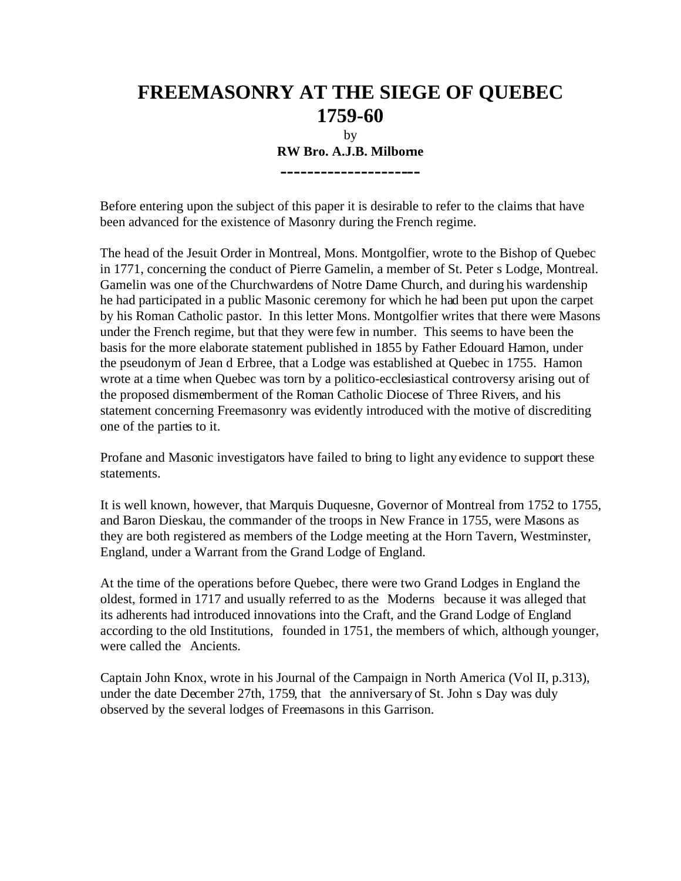# FREEMASONRY AT THE SIEGE OF QUEBEC 1759-60

by

**RW Bro. A.J.B. Milborne**

---

Before entering upon the subject of this paper it is desirable to refer to the claims that have been advanced for the existence of Masonry during the French regime.

The head of the Jesuit Order in Montreal, Mons. Montgolfier, wrote to the Bishop of Quebec in 1771, concerning the conduct of Pierre Gamelin, a member of St. Peter s Lodge, Montreal. Gamelin was one of the Churchwardens of Notre Dame Church, and during his wardenship he had participated in a public Masonic ceremony for which he had been put upon the carpet by his Roman Catholic pastor. In this letter Mons. Montgolfier writes that there were Masons under the French regime, but that they were few in number. This seems to have been the basis for the more elaborate statement published in 1855 by Father Edouard Hamon, under the pseudonym of Jean d Erbree, that a Lodge was established at Quebec in 1755. Hamon wrote at a time when Quebec was torn by a politico-ecclesiastical controversy arising out of the proposed dismemberment of the Roman Catholic Diocese of Three Rivers, and his statement concerning Freemasonry was evidently introduced with the motive of discrediting one of the parties to it.

Profane and Masonic investigators have failed to bring to light any evidence to support these statements.

It is well known, however, that Marquis Duquesne, Governor of Montreal from 1752 to 1755, and Baron Dieskau, the commander of the troops in New France in 1755, were Masons as they are both registered as members of the Lodge meeting at the Horn Tavern, Westminster, England, under a Warrant from the Grand Lodge of England.

At the time of the operations before Quebec, there were two Grand Lodges in England the oldest, formed in 1717 and usually referred to as the Moderns because it was alleged that its adherents had introduced innovations into the Craft, and the Grand Lodge of England according to the old Institutions, founded in 1751, the members of which, although younger, were called the Ancients.

Captain John Knox, wrote in his Journal of the Campaign in North America (Vol II, p.313), under the date December 27th, 1759, that the anniversary of St. John s Day was duly observed by the several lodges of Freemasons in this Garrison.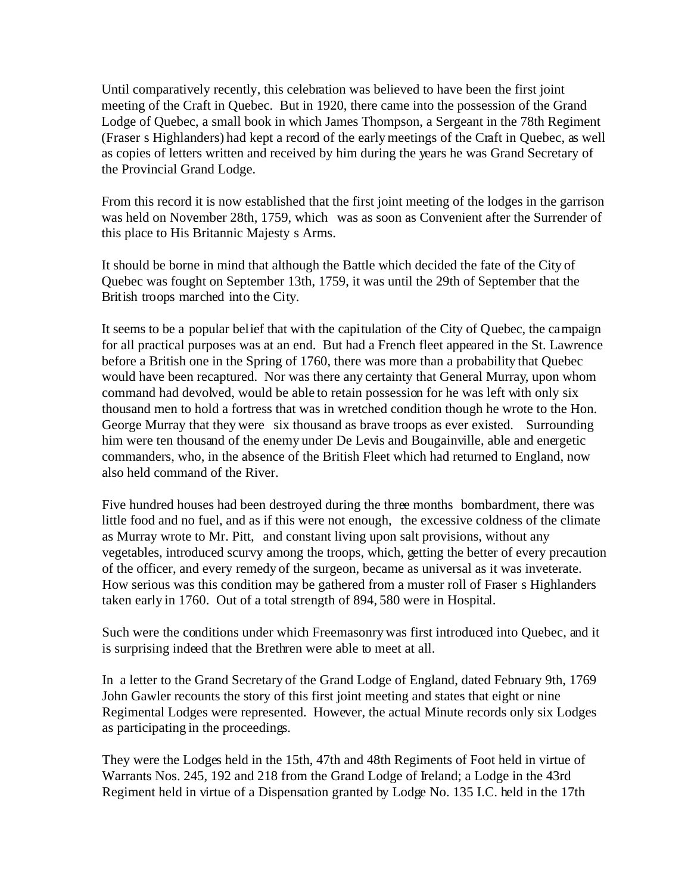Until comparatively recently, this celebration was believed to have been the first joint meeting of the Craft in Quebec. But in 1920, there came into the possession of the Grand Lodge of Quebec, a small book in which James Thompson, a Sergeant in the 78th Regiment (Fraser s Highlanders) had kept a record of the early meetings of the Craft in Quebec, as well as copies of letters written and received by him during the years he was Grand Secretary of the Provincial Grand Lodge.

From this record it is now established that the first joint meeting of the lodges in the garrison was held on November 28th, 1759, which was as soon as Convenient after the Surrender of this place to His Britannic Majesty s Arms.

It should be borne in mind that although the Battle which decided the fate of the City of Quebec was fought on September 13th, 1759, it was until the 29th of September that the British troops marched into the City.

It seems to be a popular belief that with the capitulation of the City of Quebec, the campaign for all practical purposes was at an end. But had a French fleet appeared in the St. Lawrence before a British one in the Spring of 1760, there was more than a probability that Quebec would have been recaptured. Nor was there any certainty that General Murray, upon whom command had devolved, would be able to retain possession for he was left with only six thousand men to hold a fortress that was in wretched condition though he wrote to the Hon. George Murray that they were six thousand as brave troops as ever existed. Surrounding him were ten thousand of the enemy under De Levis and Bougainville, able and energetic commanders, who, in the absence of the British Fleet which had returned to England, now also held command of the River.

Five hundred houses had been destroyed during the three months bombardment, there was little food and no fuel, and as if this were not enough, the excessive coldness of the climate as Murray wrote to Mr. Pitt, and constant living upon salt provisions, without any vegetables, introduced scurvy among the troops, which, getting the better of every precaution of the officer, and every remedy of the surgeon, became as universal as it was inveterate. How serious was this condition may be gathered from a muster roll of Fraser s Highlanders taken early in 1760. Out of a total strength of 894, 580 were in Hospital.

Such were the conditions under which Freemasonry was first introduced into Quebec, and it is surprising indeed that the Brethren were able to meet at all.

In a letter to the Grand Secretary of the Grand Lodge of England, dated February 9th, 1769 John Gawler recounts the story of this first joint meeting and states that eight or nine Regimental Lodges were represented. However, the actual Minute records only six Lodges as participating in the proceedings.

They were the Lodges held in the 15th, 47th and 48th Regiments of Foot held in virtue of Warrants Nos. 245, 192 and 218 from the Grand Lodge of Ireland; a Lodge in the 43rd Regiment held in virtue of a Dispensation granted by Lodge No. 135 I.C. held in the 17th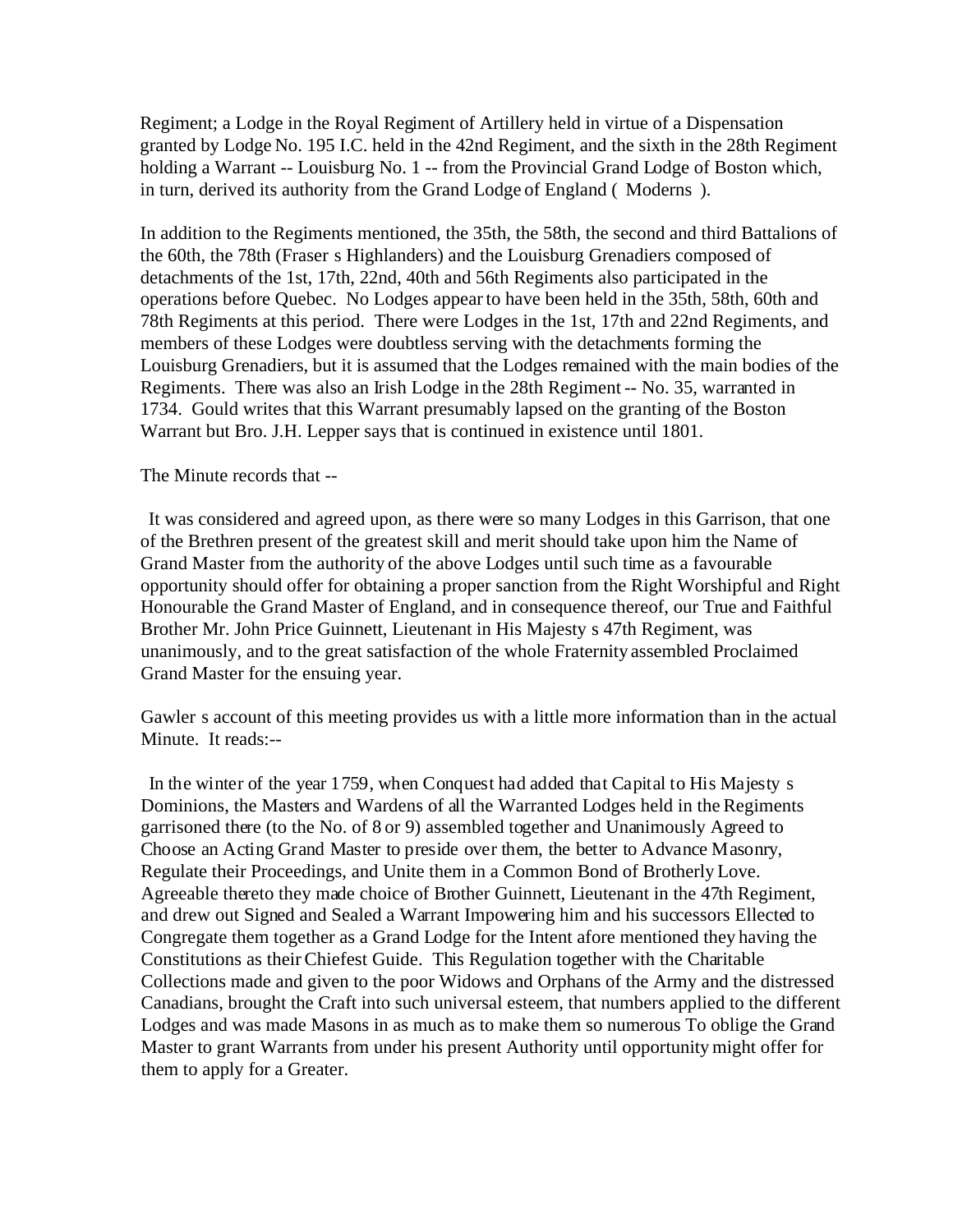Regiment; a Lodge in the Royal Regiment of Artillery held in virtue of a Dispensation granted by Lodge No. 195 I.C. held in the 42nd Regiment, and the sixth in the 28th Regiment holding a Warrant -- Louisburg No. 1 -- from the Provincial Grand Lodge of Boston which, in turn, derived its authority from the Grand Lodge of England ( Moderns ).

In addition to the Regiments mentioned, the 35th, the 58th, the second and third Battalions of the 60th, the 78th (Fraser s Highlanders) and the Louisburg Grenadiers composed of detachments of the 1st, 17th, 22nd, 40th and 56th Regiments also participated in the operations before Quebec. No Lodges appear to have been held in the 35th, 58th, 60th and 78th Regiments at this period. There were Lodges in the 1st, 17th and 22nd Regiments, and members of these Lodges were doubtless serving with the detachments forming the Louisburg Grenadiers, but it is assumed that the Lodges remained with the main bodies of the Regiments. There was also an Irish Lodge in the 28th Regiment -- No. 35, warranted in 1734. Gould writes that this Warrant presumably lapsed on the granting of the Boston Warrant but Bro. J.H. Lepper says that is continued in existence until 1801.

The Minute records that --

It was considered and agreed upon, as there were so many Lodges in this Garrison, that one of the Brethren present of the greatest skill and merit should take upon him the Name of Grand Master from the authority of the above Lodges until such time as a favourable opportunity should offer for obtaining a proper sanction from the Right Worshipful and Right Honourable the Grand Master of England, and in consequence thereof, our True and Faithful Brother Mr. John Price Guinnett, Lieutenant in His Majesty s 47th Regiment, was unanimously, and to the great satisfaction of the whole Fraternity assembled Proclaimed Grand Master for the ensuing year.

Gawler s account of this meeting provides us with a little more information than in the actual Minute. It reads:--

In the winter of the year 1759, when Conquest had added that Capital to His Majesty s Dominions, the Masters and Wardens of all the Warranted Lodges held in the Regiments garrisoned there (to the No. of 8 or 9) assembled together and Unanimously Agreed to Choose an Acting Grand Master to preside over them, the better to Advance Masonry, Regulate their Proceedings, and Unite them in a Common Bond of Brotherly Love. Agreeable thereto they made choice of Brother Guinnett, Lieutenant in the 47th Regiment, and drew out Signed and Sealed a Warrant Impowering him and his successors Ellected to Congregate them together as a Grand Lodge for the Intent afore mentioned they having the Constitutions as their Chiefest Guide. This Regulation together with the Charitable Collections made and given to the poor Widows and Orphans of the Army and the distressed Canadians, brought the Craft into such universal esteem, that numbers applied to the different Lodges and was made Masons in as much as to make them so numerous To oblige the Grand Master to grant Warrants from under his present Authority until opportunity might offer for them to apply for a Greater.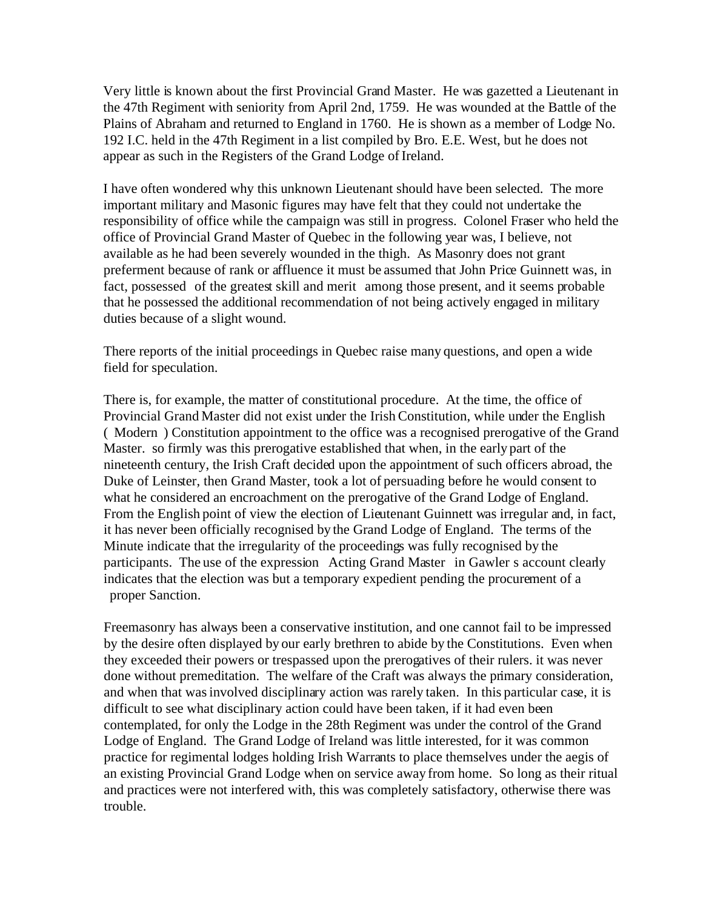Very little is known about the first Provincial Grand Master. He was gazetted a Lieutenant in the 47th Regiment with seniority from April 2nd, 1759. He was wounded at the Battle of the Plains of Abraham and returned to England in 1760. He is shown as a member of Lodge No. 192 I.C. held in the 47th Regiment in a list compiled by Bro. E.E. West, but he does not appear as such in the Registers of the Grand Lodge of Ireland.

I have often wondered why this unknown Lieutenant should have been selected. The more important military and Masonic figures may have felt that they could not undertake the responsibility of office while the campaign was still in progress. Colonel Fraser who held the office of Provincial Grand Master of Quebec in the following year was, I believe, not available as he had been severely wounded in the thigh. As Masonry does not grant preferment because of rank or affluence it must be assumed that John Price Guinnett was, in fact, possessed of the greatest skill and merit among those present, and it seems probable that he possessed the additional recommendation of not being actively engaged in military duties because of a slight wound.

There reports of the initial proceedings in Quebec raise many questions, and open a wide field for speculation.

There is, for example, the matter of constitutional procedure. At the time, the office of Provincial Grand Master did not exist under the Irish Constitution, while under the English ( Modern ) Constitution appointment to the office was a recognised prerogative of the Grand Master. so firmly was this prerogative established that when, in the early part of the nineteenth century, the Irish Craft decided upon the appointment of such officers abroad, the Duke of Leinster, then Grand Master, took a lot of persuading before he would consent to what he considered an encroachment on the prerogative of the Grand Lodge of England. From the English point of view the election of Lieutenant Guinnett was irregular and, in fact, it has never been officially recognised by the Grand Lodge of England. The terms of the Minute indicate that the irregularity of the proceedings was fully recognised by the participants. The use of the expression Acting Grand Master in Gawler s account clearly indicates that the election was but a temporary expedient pending the procurement of a proper Sanction.

Freemasonry has always been a conservative institution, and one cannot fail to be impressed by the desire often displayed by our early brethren to abide by the Constitutions. Even when they exceeded their powers or trespassed upon the prerogatives of their rulers. it was never done without premeditation. The welfare of the Craft was always the primary consideration, and when that was involved disciplinary action was rarely taken. In this particular case, it is difficult to see what disciplinary action could have been taken, if it had even been contemplated, for only the Lodge in the 28th Regiment was under the control of the Grand Lodge of England. The Grand Lodge of Ireland was little interested, for it was common practice for regimental lodges holding Irish Warrants to place themselves under the aegis of an existing Provincial Grand Lodge when on service away from home. So long as their ritual and practices were not interfered with, this was completely satisfactory, otherwise there was trouble.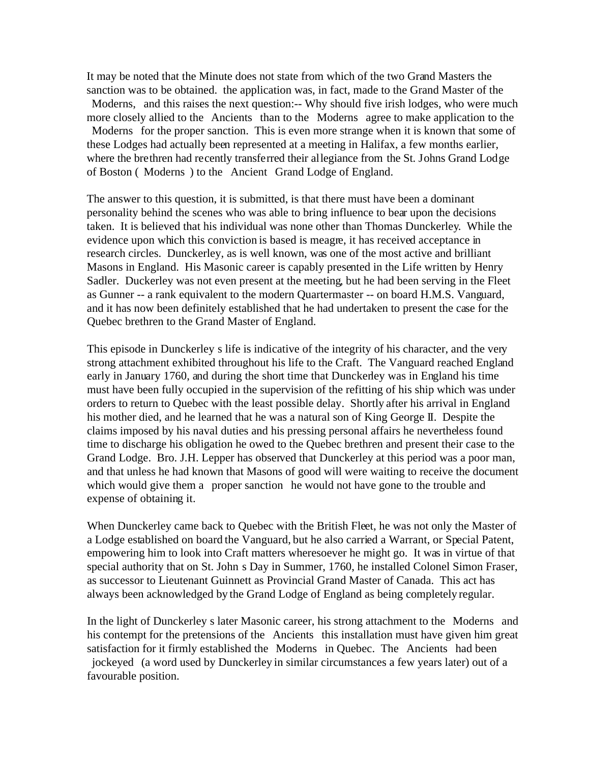It may be noted that the Minute does not state from which of the two Grand Masters the sanction was to be obtained. the application was, in fact, made to the Grand Master of the Moderns, and this raises the next question:-- Why should five irish lodges, who were much more closely allied to the Ancients than to the Moderns agree to make application to the Moderns for the proper sanction. This is even more strange when it is known that some of these Lodges had actually been represented at a meeting in Halifax, a few months earlier, where the brethren had recently transferred their allegiance from the St. Johns Grand Lodge of Boston ( Moderns ) to the Ancient Grand Lodge of England.

The answer to this question, it is submitted, is that there must have been a dominant personality behind the scenes who was able to bring influence to bear upon the decisions taken. It is believed that his individual was none other than Thomas Dunckerley. While the evidence upon which this conviction is based is meagre, it has received acceptance in research circles. Dunckerley, as is well known, was one of the most active and brilliant Masons in England. His Masonic career is capably presented in the Life written by Henry Sadler. Duckerley was not even present at the meeting, but he had been serving in the Fleet as Gunner -- a rank equivalent to the modern Quartermaster -- on board H.M.S. Vanguard, and it has now been definitely established that he had undertaken to present the case for the Quebec brethren to the Grand Master of England.

This episode in Dunckerley s life is indicative of the integrity of his character, and the very strong attachment exhibited throughout his life to the Craft. The Vanguard reached England early in January 1760, and during the short time that Dunckerley was in England his time must have been fully occupied in the supervision of the refitting of his ship which was under orders to return to Quebec with the least possible delay. Shortly after his arrival in England his mother died, and he learned that he was a natural son of King George II. Despite the claims imposed by his naval duties and his pressing personal affairs he nevertheless found time to discharge his obligation he owed to the Quebec brethren and present their case to the Grand Lodge. Bro. J.H. Lepper has observed that Dunckerley at this period was a poor man, and that unless he had known that Masons of good will were waiting to receive the document which would give them a proper sanction he would not have gone to the trouble and expense of obtaining it.

When Dunckerley came back to Quebec with the British Fleet, he was not only the Master of a Lodge established on board the Vanguard, but he also carried a Warrant, or Special Patent, empowering him to look into Craft matters wheresoever he might go. It was in virtue of that special authority that on St. John s Day in Summer, 1760, he installed Colonel Simon Fraser, as successor to Lieutenant Guinnett as Provincial Grand Master of Canada. This act has always been acknowledged by the Grand Lodge of England as being completely regular.

In the light of Dunckerley s later Masonic career, his strong attachment to the Moderns and his contempt for the pretensions of the Ancients this installation must have given him great satisfaction for it firmly established the Moderns in Quebec. The Ancients had been jockeyed (a word used by Dunckerley in similar circumstances a few years later) out of a favourable position.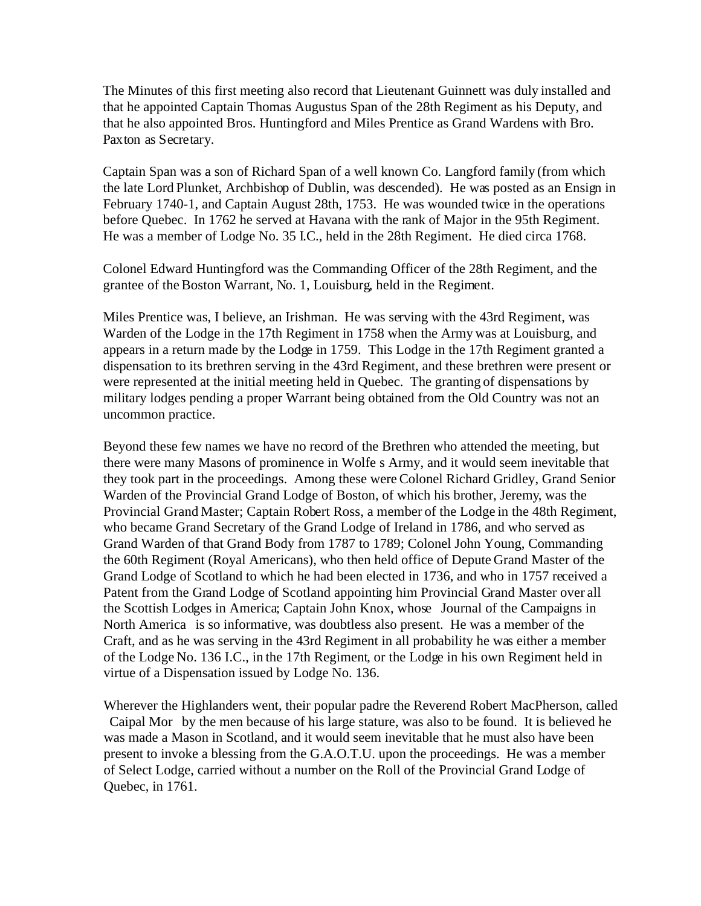The Minutes of this first meeting also record that Lieutenant Guinnett was duly installed and that he appointed Captain Thomas Augustus Span of the 28th Regiment as his Deputy, and that he also appointed Bros. Huntingford and Miles Prentice as Grand Wardens with Bro. Paxton as Secretary.

Captain Span was a son of Richard Span of a well known Co. Langford family (from which the late Lord Plunket, Archbishop of Dublin, was descended). He was posted as an Ensign in February 1740-1, and Captain August 28th, 1753. He was wounded twice in the operations before Quebec. In 1762 he served at Havana with the rank of Major in the 95th Regiment. He was a member of Lodge No. 35 I.C., held in the 28th Regiment. He died circa 1768.

Colonel Edward Huntingford was the Commanding Officer of the 28th Regiment, and the grantee of the Boston Warrant, No. 1, Louisburg, held in the Regiment.

Miles Prentice was, I believe, an Irishman. He was serving with the 43rd Regiment, was Warden of the Lodge in the 17th Regiment in 1758 when the Army was at Louisburg, and appears in a return made by the Lodge in 1759. This Lodge in the 17th Regiment granted a dispensation to its brethren serving in the 43rd Regiment, and these brethren were present or were represented at the initial meeting held in Quebec. The granting of dispensations by military lodges pending a proper Warrant being obtained from the Old Country was not an uncommon practice.

Beyond these few names we have no record of the Brethren who attended the meeting, but there were many Masons of prominence in Wolfe s Army, and it would seem inevitable that they took part in the proceedings. Among these were Colonel Richard Gridley, Grand Senior Warden of the Provincial Grand Lodge of Boston, of which his brother, Jeremy, was the Provincial Grand Master; Captain Robert Ross, a member of the Lodge in the 48th Regiment, who became Grand Secretary of the Grand Lodge of Ireland in 1786, and who served as Grand Warden of that Grand Body from 1787 to 1789; Colonel John Young, Commanding the 60th Regiment (Royal Americans), who then held office of Depute Grand Master of the Grand Lodge of Scotland to which he had been elected in 1736, and who in 1757 received a Patent from the Grand Lodge of Scotland appointing him Provincial Grand Master over all the Scottish Lodges in America; Captain John Knox, whose Journal of the Campaigns in North America is so informative, was doubtless also present. He was a member of the Craft, and as he was serving in the 43rd Regiment in all probability he was either a member of the Lodge No. 136 I.C., in the 17th Regiment, or the Lodge in his own Regiment held in virtue of a Dispensation issued by Lodge No. 136.

Wherever the Highlanders went, their popular padre the Reverend Robert MacPherson, called Caipal Mor by the men because of his large stature, was also to be found. It is believed he was made a Mason in Scotland, and it would seem inevitable that he must also have been present to invoke a blessing from the G.A.O.T.U. upon the proceedings. He was a member of Select Lodge, carried without a number on the Roll of the Provincial Grand Lodge of Quebec, in 1761.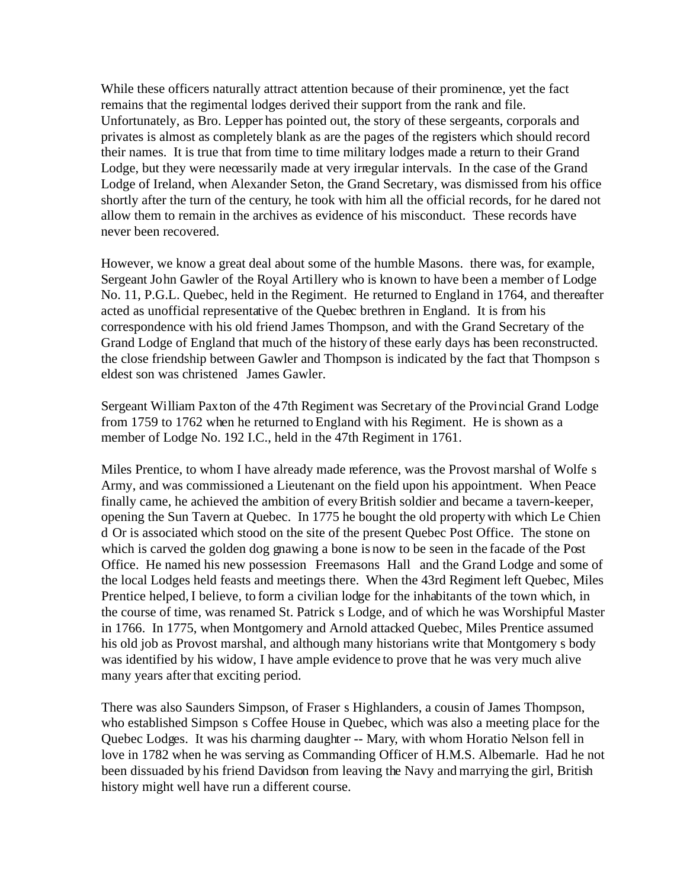While these officers naturally attract attention because of their prominence, yet the fact remains that the regimental lodges derived their support from the rank and file. Unfortunately, as Bro. Lepper has pointed out, the story of these sergeants, corporals and privates is almost as completely blank as are the pages of the registers which should record their names. It is true that from time to time military lodges made a return to their Grand Lodge, but they were necessarily made at very irregular intervals. In the case of the Grand Lodge of Ireland, when Alexander Seton, the Grand Secretary, was dismissed from his office shortly after the turn of the century, he took with him all the official records, for he dared not allow them to remain in the archives as evidence of his misconduct. These records have never been recovered.

However, we know a great deal about some of the humble Masons. there was, for example, Sergeant John Gawler of the Royal Artillery who is known to have been a member of Lodge No. 11, P.G.L. Quebec, held in the Regiment. He returned to England in 1764, and thereafter acted as unofficial representative of the Quebec brethren in England. It is from his correspondence with his old friend James Thompson, and with the Grand Secretary of the Grand Lodge of England that much of the history of these early days has been reconstructed. the close friendship between Gawler and Thompson is indicated by the fact that Thompson s eldest son was christened James Gawler.

Sergeant William Paxton of the 47th Regiment was Secretary of the Provincial Grand Lodge from 1759 to 1762 when he returned to England with his Regiment. He is shown as a member of Lodge No. 192 I.C., held in the 47th Regiment in 1761.

Miles Prentice, to whom I have already made reference, was the Provost marshal of Wolfe s Army, and was commissioned a Lieutenant on the field upon his appointment. When Peace finally came, he achieved the ambition of every British soldier and became a tavern-keeper, opening the Sun Tavern at Quebec. In 1775 he bought the old property with which Le Chien d Or is associated which stood on the site of the present Quebec Post Office. The stone on which is carved the golden dog gnawing a bone is now to be seen in the facade of the Post Office. He named his new possession Freemasons Hall and the Grand Lodge and some of the local Lodges held feasts and meetings there. When the 43rd Regiment left Quebec, Miles Prentice helped, I believe, to form a civilian lodge for the inhabitants of the town which, in the course of time, was renamed St. Patrick s Lodge, and of which he was Worshipful Master in 1766. In 1775, when Montgomery and Arnold attacked Quebec, Miles Prentice assumed his old job as Provost marshal, and although many historians write that Montgomery s body was identified by his widow, I have ample evidence to prove that he was very much alive many years after that exciting period.

There was also Saunders Simpson, of Fraser s Highlanders, a cousin of James Thompson, who established Simpson s Coffee House in Quebec, which was also a meeting place for the Quebec Lodges. It was his charming daughter -- Mary, with whom Horatio Nelson fell in love in 1782 when he was serving as Commanding Officer of H.M.S. Albemarle. Had he not been dissuaded by his friend Davidson from leaving the Navy and marrying the girl, British history might well have run a different course.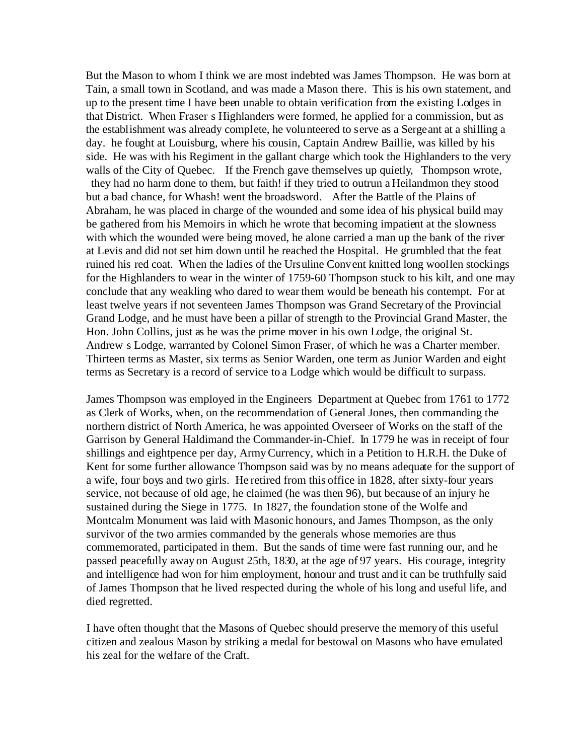But the Mason to whom I think we are most indebted was James Thompson. He was born at Tain, a small town in Scotland, and was made a Mason there. This is his own statement, and up to the present time I have been unable to obtain verification from the existing Lodges in that District. When Fraser s Highlanders were formed, he applied for a commission, but as the establishment was already complete, he volunteered to serve as a Sergeant at a shilling a day. he fought at Louisburg, where his cousin, Captain Andrew Baillie, was killed by his side. He was with his Regiment in the gallant charge which took the Highlanders to the very walls of the City of Quebec. If the French gave themselves up quietly, Thompson wrote, they had no harm done to them, but faith! if they tried to outrun a Heilandmon they stood but a bad chance, for Whash! went the broadsword. After the Battle of the Plains of Abraham, he was placed in charge of the wounded and some idea of his physical build may be gathered from his Memoirs in which he wrote that becoming impatient at the slowness with which the wounded were being moved, he alone carried a man up the bank of the river at Levis and did not set him down until he reached the Hospital. He grumbled that the feat ruined his red coat. When the ladies of the Ursuline Convent knitted long woollen stockings for the Highlanders to wear in the winter of 1759-60 Thompson stuck to his kilt, and one may conclude that any weakling who dared to wear them would be beneath his contempt. For at least twelve years if not seventeen James Thompson was Grand Secretary of the Provincial Grand Lodge, and he must have been a pillar of strength to the Provincial Grand Master, the Hon. John Collins, just as he was the prime mover in his own Lodge, the original St. Andrew s Lodge, warranted by Colonel Simon Fraser, of which he was a Charter member. Thirteen terms as Master, six terms as Senior Warden, one term as Junior Warden and eight terms as Secretary is a record of service to a Lodge which would be difficult to surpass.

James Thompson was employed in the Engineers Department at Quebec from 1761 to 1772 as Clerk of Works, when, on the recommendation of General Jones, then commanding the northern district of North America, he was appointed Overseer of Works on the staff of the Garrison by General Haldimand the Commander-in-Chief. In 1779 he was in receipt of four shillings and eightpence per day, Army Currency, which in a Petition to H.R.H. the Duke of Kent for some further allowance Thompson said was by no means adequate for the support of a wife, four boys and two girls. He retired from this office in 1828, after sixty-four years service, not because of old age, he claimed (he was then 96), but because of an injury he sustained during the Siege in 1775. In 1827, the foundation stone of the Wolfe and Montcalm Monument was laid with Masonic honours, and James Thompson, as the only survivor of the two armies commanded by the generals whose memories are thus commemorated, participated in them. But the sands of time were fast running our, and he passed peacefully away on August 25th, 1830, at the age of 97 years. His courage, integrity and intelligence had won for him employment, honour and trust and it can be truthfully said of James Thompson that he lived respected during the whole of his long and useful life, and died regretted.

I have often thought that the Masons of Quebec should preserve the memory of this useful citizen and zealous Mason by striking a medal for bestowal on Masons who have emulated his zeal for the welfare of the Craft.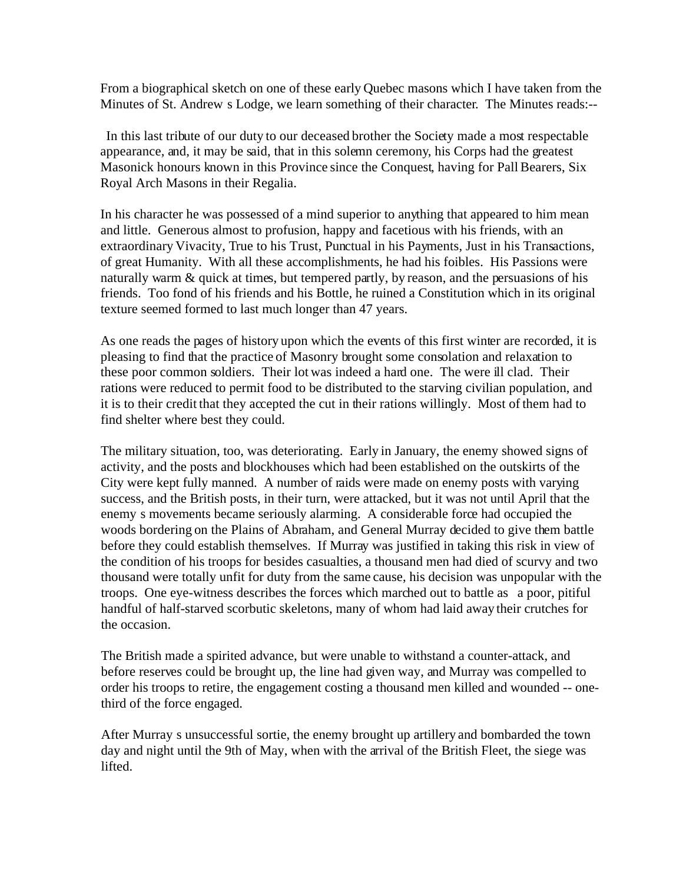From a biographical sketch on one of these early Quebec masons which I have taken from the Minutes of St. Andrew s Lodge, we learn something of their character. The Minutes reads:--

In this last tribute of our duty to our deceased brother the Society made a most respectable appearance, and, it may be said, that in this solemn ceremony, his Corps had the greatest Masonick honours known in this Province since the Conquest, having for Pall Bearers, Six Royal Arch Masons in their Regalia.

In his character he was possessed of a mind superior to anything that appeared to him mean and little. Generous almost to profusion, happy and facetious with his friends, with an extraordinary Vivacity, True to his Trust, Punctual in his Payments, Just in his Transactions, of great Humanity. With all these accomplishments, he had his foibles. His Passions were naturally warm & quick at times, but tempered partly, by reason, and the persuasions of his friends. Too fond of his friends and his Bottle, he ruined a Constitution which in its original texture seemed formed to last much longer than 47 years.

As one reads the pages of history upon which the events of this first winter are recorded, it is pleasing to find that the practice of Masonry brought some consolation and relaxation to these poor common soldiers. Their lot was indeed a hard one. The were ill clad. Their rations were reduced to permit food to be distributed to the starving civilian population, and it is to their credit that they accepted the cut in their rations willingly. Most of them had to find shelter where best they could.

The military situation, too, was deteriorating. Early in January, the enemy showed signs of activity, and the posts and blockhouses which had been established on the outskirts of the City were kept fully manned. A number of raids were made on enemy posts with varying success, and the British posts, in their turn, were attacked, but it was not until April that the enemy s movements became seriously alarming. A considerable force had occupied the woods bordering on the Plains of Abraham, and General Murray decided to give them battle before they could establish themselves. If Murray was justified in taking this risk in view of the condition of his troops for besides casualties, a thousand men had died of scurvy and two thousand were totally unfit for duty from the same cause, his decision was unpopular with the troops. One eye-witness describes the forces which marched out to battle as a poor, pitiful handful of half-starved scorbutic skeletons, many of whom had laid away their crutches for the occasion.

The British made a spirited advance, but were unable to withstand a counter-attack, and before reserves could be brought up, the line had given way, and Murray was compelled to order his troops to retire, the engagement costing a thousand men killed and wounded -- one-third of the force engaged.

After Murray s unsuccessful sortie, the enemy brought up artillery and bombarded the town day and night until the 9th of May, when with the arrival of the British Fleet, the siege was lifted.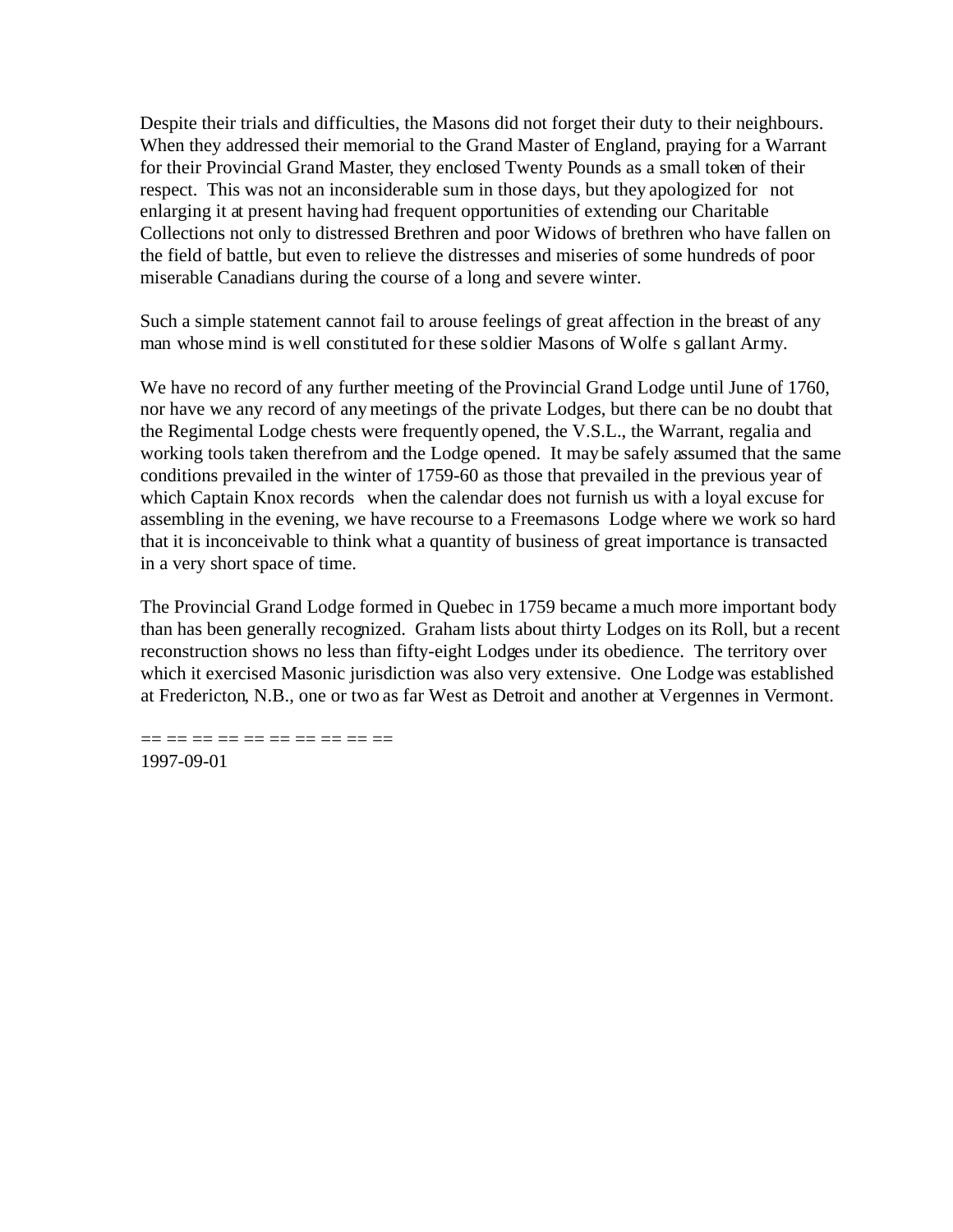Despite their trials and difficulties, the Masons did not forget their duty to their neighbours. When they addressed their memorial to the Grand Master of England, praying for a Warrant for their Provincial Grand Master, they enclosed Twenty Pounds as a small token of their respect. This was not an inconsiderable sum in those days, but they apologized for not enlarging it at present having had frequent opportunities of extending our Charitable Collections not only to distressed Brethren and poor Widows of brethren who have fallen on the field of battle, but even to relieve the distresses and miseries of some hundreds of poor miserable Canadians during the course of a long and severe winter.

Such a simple statement cannot fail to arouse feelings of great affection in the breast of any man whose mind is well constituted for these soldier Masons of Wolfe s gallant Army.

We have no record of any further meeting of the Provincial Grand Lodge until June of 1760, nor have we any record of any meetings of the private Lodges, but there can be no doubt that the Regimental Lodge chests were frequently opened, the V.S.L., the Warrant, regalia and working tools taken therefrom and the Lodge opened. It may be safely assumed that the same conditions prevailed in the winter of 1759-60 as those that prevailed in the previous year of which Captain Knox records when the calendar does not furnish us with a loyal excuse for assembling in the evening, we have recourse to a Freemasons Lodge where we work so hard that it is inconceivable to think what a quantity of business of great importance is transacted in a very short space of time.

The Provincial Grand Lodge formed in Quebec in 1759 became a much more important body than has been generally recognized. Graham lists about thirty Lodges on its Roll, but a recent reconstruction shows no less than fifty-eight Lodges under its obedience. The territory over which it exercised Masonic jurisdiction was also very extensive. One Lodge was established at Fredericton, N.B., one or two as far West as Detroit and another at Vergennes in Vermont.

== == == == == == == == == ==
1997-09-01